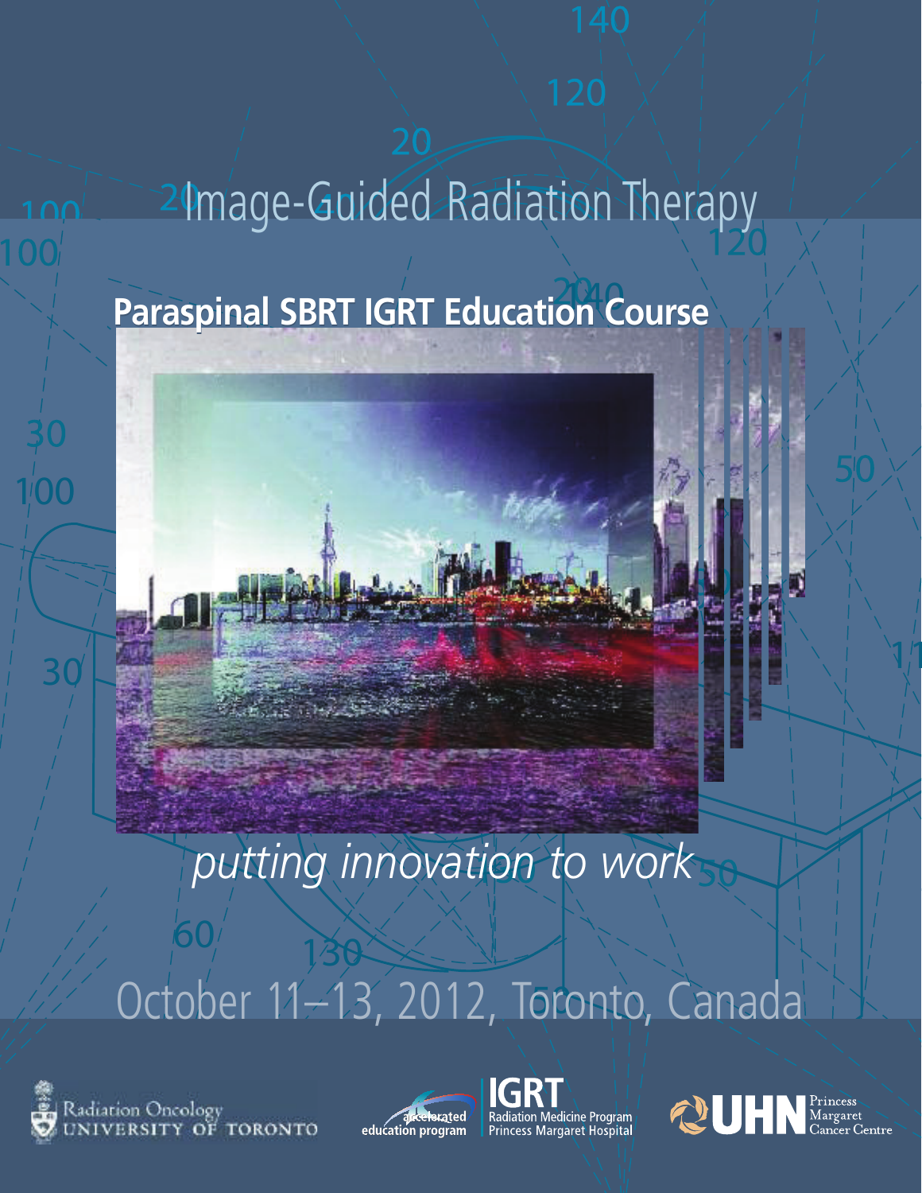# Image-Guided Radiation Therapy

## Paraspinal SBRT IGRT Education Course

*putting innovation to work*

October 11–13, 2012, Toronto, Canada

Radiation Oncology
UNIVERSITY OF TORONTO

accelerated education program

IGRT
Radiation Medicine Program
Princess Margaret Hospital

UHN Princess Margaret Cancer Centre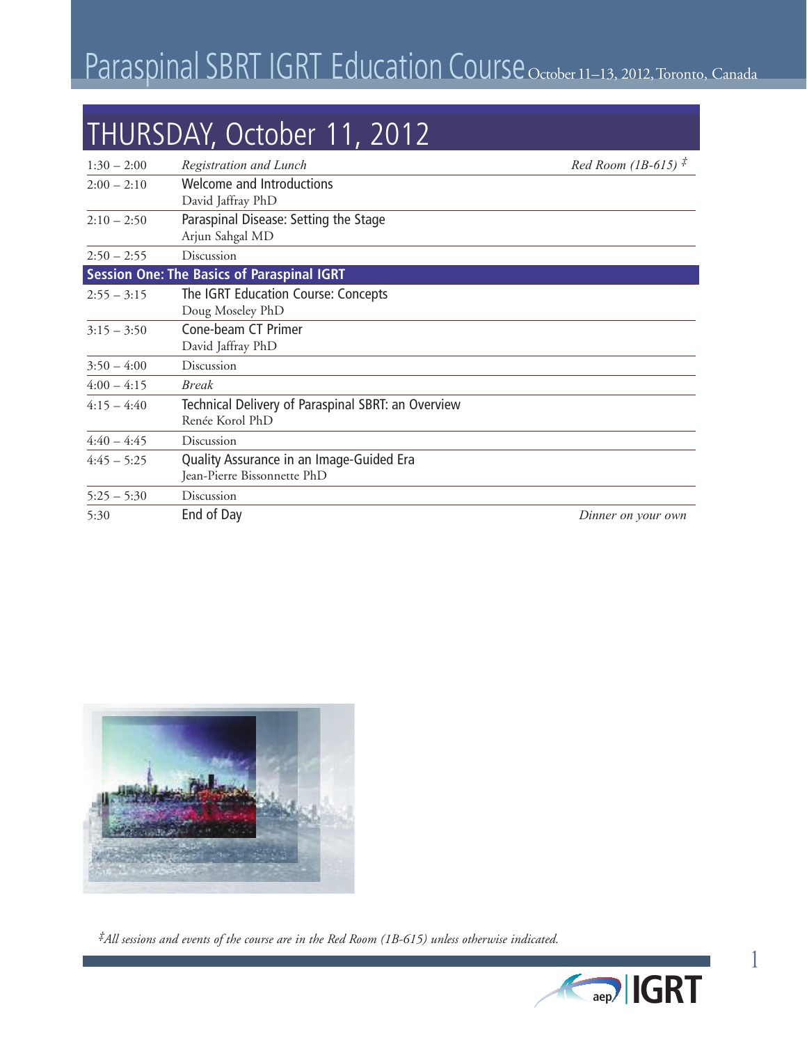# Paraspinal SBRT IGRT Education Course October 11–13, 2012, Toronto, Canada

## THURSDAY, October 11, 2012

| | | |
|---|---|---|
| 1:30 – 2:00 | *Registration and Lunch* | *Red Room (1B-615) ‡* |
| 2:00 – 2:10 | Welcome and Introductions<br>David Jaffray PhD | |
| 2:10 – 2:50 | Paraspinal Disease: Setting the Stage<br>Arjun Sahgal MD | |
| 2:50 – 2:55 | Discussion | |
| **Session One: The Basics of Paraspinal IGRT** | | |
| 2:55 – 3:15 | The IGRT Education Course: Concepts<br>Doug Moseley PhD | |
| 3:15 – 3:50 | Cone-beam CT Primer<br>David Jaffray PhD | |
| 3:50 – 4:00 | Discussion | |
| 4:00 – 4:15 | *Break* | |
| 4:15 – 4:40 | Technical Delivery of Paraspinal SBRT: an Overview<br>Renée Korol PhD | |
| 4:40 – 4:45 | Discussion | |
| 4:45 – 5:25 | Quality Assurance in an Image-Guided Era<br>Jean-Pierre Bissonnette PhD | |
| 5:25 – 5:30 | Discussion | |
| 5:30 | End of Day | *Dinner on your own* |

*‡All sessions and events of the course are in the Red Room (1B-615) unless otherwise indicated.*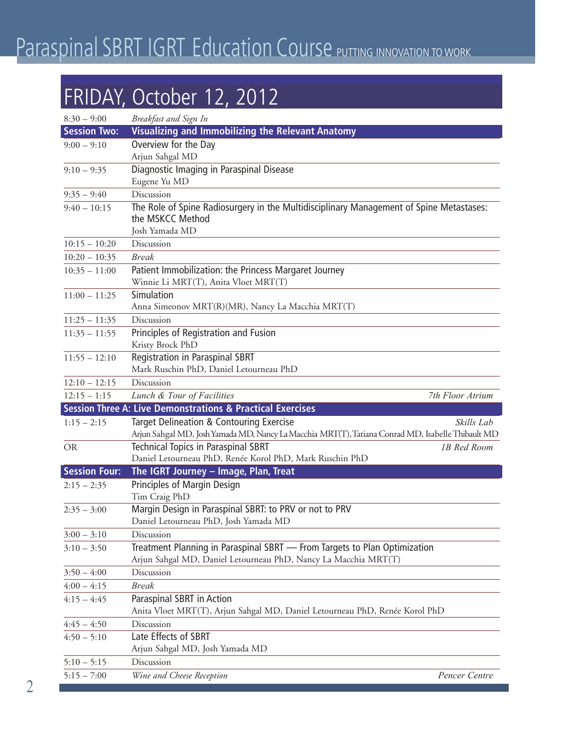# Paraspinal SBRT IGRT Education Course PUTTING INNOVATION TO WORK

## FRIDAY, October 12, 2012

| Time | Program | Location |
|---|---|---|
| 8:30 – 9:00 | *Breakfast and Sign In* | |
| **Session Two:** | **Visualizing and Immobilizing the Relevant Anatomy** | |
| 9:00 – 9:10 | Overview for the Day<br>Arjun Sahgal MD | |
| 9:10 – 9:35 | Diagnostic Imaging in Paraspinal Disease<br>Eugene Yu MD | |
| 9:35 – 9:40 | Discussion | |
| 9:40 – 10:15 | The Role of Spine Radiosurgery in the Multidisciplinary Management of Spine Metastases: the MSKCC Method<br>Josh Yamada MD | |
| 10:15 – 10:20 | Discussion | |
| 10:20 – 10:35 | *Break* | |
| 10:35 – 11:00 | Patient Immobilization: the Princess Margaret Journey<br>Winnie Li MRT(T), Anita Vloet MRT(T) | |
| 11:00 – 11:25 | Simulation<br>Anna Simeonov MRT(R)(MR), Nancy La Macchia MRT(T) | |
| 11:25 – 11:35 | Discussion | |
| 11:35 – 11:55 | Principles of Registration and Fusion<br>Kristy Brock PhD | |
| 11:55 – 12:10 | Registration in Paraspinal SBRT<br>Mark Ruschin PhD, Daniel Letourneau PhD | |
| 12:10 – 12:15 | Discussion | |
| 12:15 – 1:15 | *Lunch & Tour of Facilities* | *7th Floor Atrium* |
| **Session Three A: Live Demonstrations & Practical Exercises** | | |
| 1:15 – 2:15 | Target Delineation & Contouring Exercise<br>Arjun Sahgal MD, Josh Yamada MD, Nancy La Macchia MRT(T), Tatiana Conrad MD, Isabelle Thibault MD | *Skills Lab* |
| OR | Technical Topics in Paraspinal SBRT<br>Daniel Letourneau PhD, Renée Korol PhD, Mark Ruschin PhD | *1B Red Room* |
| **Session Four:** | **The IGRT Journey – Image, Plan, Treat** | |
| 2:15 – 2:35 | Principles of Margin Design<br>Tim Craig PhD | |
| 2:35 – 3:00 | Margin Design in Paraspinal SBRT: to PRV or not to PRV<br>Daniel Letourneau PhD, Josh Yamada MD | |
| 3:00 – 3:10 | Discussion | |
| 3:10 – 3:50 | Treatment Planning in Paraspinal SBRT — From Targets to Plan Optimization<br>Arjun Sahgal MD, Daniel Letourneau PhD, Nancy La Macchia MRT(T) | |
| 3:50 – 4:00 | Discussion | |
| 4:00 – 4:15 | *Break* | |
| 4:15 – 4:45 | Paraspinal SBRT in Action<br>Anita Vloet MRT(T), Arjun Sahgal MD, Daniel Letourneau PhD, Renée Korol PhD | |
| 4:45 – 4:50 | Discussion | |
| 4:50 – 5:10 | Late Effects of SBRT<br>Arjun Sahgal MD, Josh Yamada MD | |
| 5:10 – 5:15 | Discussion | |
| 5:15 – 7:00 | *Wine and Cheese Reception* | *Pencer Centre* |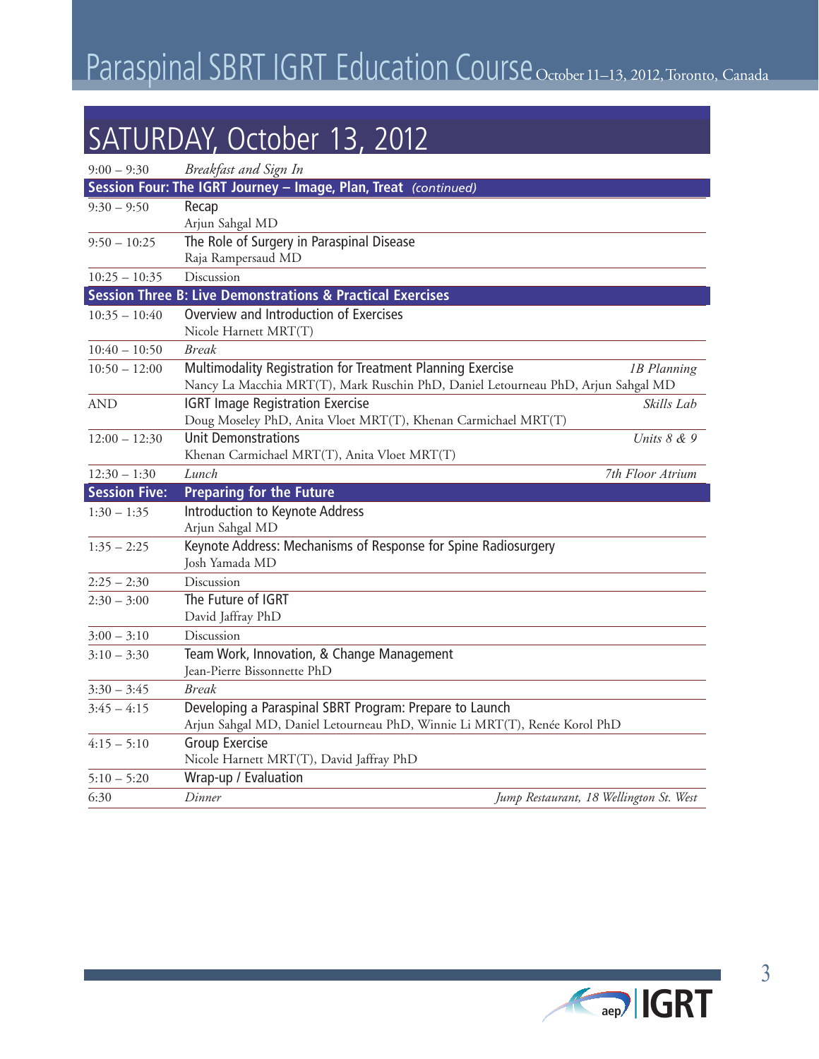## SATURDAY, October 13, 2012

| | | |
|---|---|---|
| 9:00 – 9:30 | *Breakfast and Sign In* | |
| **Session Four: The IGRT Journey – Image, Plan, Treat** *(continued)* | | |
| 9:30 – 9:50 | Recap<br>Arjun Sahgal MD | |
| 9:50 – 10:25 | The Role of Surgery in Paraspinal Disease<br>Raja Rampersaud MD | |
| 10:25 – 10:35 | Discussion | |
| **Session Three B: Live Demonstrations & Practical Exercises** | | |
| 10:35 – 10:40 | Overview and Introduction of Exercises<br>Nicole Harnett MRT(T) | |
| 10:40 – 10:50 | *Break* | |
| 10:50 – 12:00 | Multimodality Registration for Treatment Planning Exercise<br>Nancy La Macchia MRT(T), Mark Ruschin PhD, Daniel Letourneau PhD, Arjun Sahgal MD | *1B Planning* |
| AND | IGRT Image Registration Exercise<br>Doug Moseley PhD, Anita Vloet MRT(T), Khenan Carmichael MRT(T) | *Skills Lab* |
| 12:00 – 12:30 | Unit Demonstrations<br>Khenan Carmichael MRT(T), Anita Vloet MRT(T) | *Units 8 & 9* |
| 12:30 – 1:30 | *Lunch* | *7th Floor Atrium* |
| **Session Five:** | **Preparing for the Future** | |
| 1:30 – 1:35 | Introduction to Keynote Address<br>Arjun Sahgal MD | |
| 1:35 – 2:25 | Keynote Address: Mechanisms of Response for Spine Radiosurgery<br>Josh Yamada MD | |
| 2:25 – 2:30 | Discussion | |
| 2:30 – 3:00 | The Future of IGRT<br>David Jaffray PhD | |
| 3:00 – 3:10 | Discussion | |
| 3:10 – 3:30 | Team Work, Innovation, & Change Management<br>Jean-Pierre Bissonnette PhD | |
| 3:30 – 3:45 | *Break* | |
| 3:45 – 4:15 | Developing a Paraspinal SBRT Program: Prepare to Launch<br>Arjun Sahgal MD, Daniel Letourneau PhD, Winnie Li MRT(T), Renée Korol PhD | |
| 4:15 – 5:10 | Group Exercise<br>Nicole Harnett MRT(T), David Jaffray PhD | |
| 5:10 – 5:20 | Wrap-up / Evaluation | |
| 6:30 | *Dinner* | *Jump Restaurant, 18 Wellington St. West* |